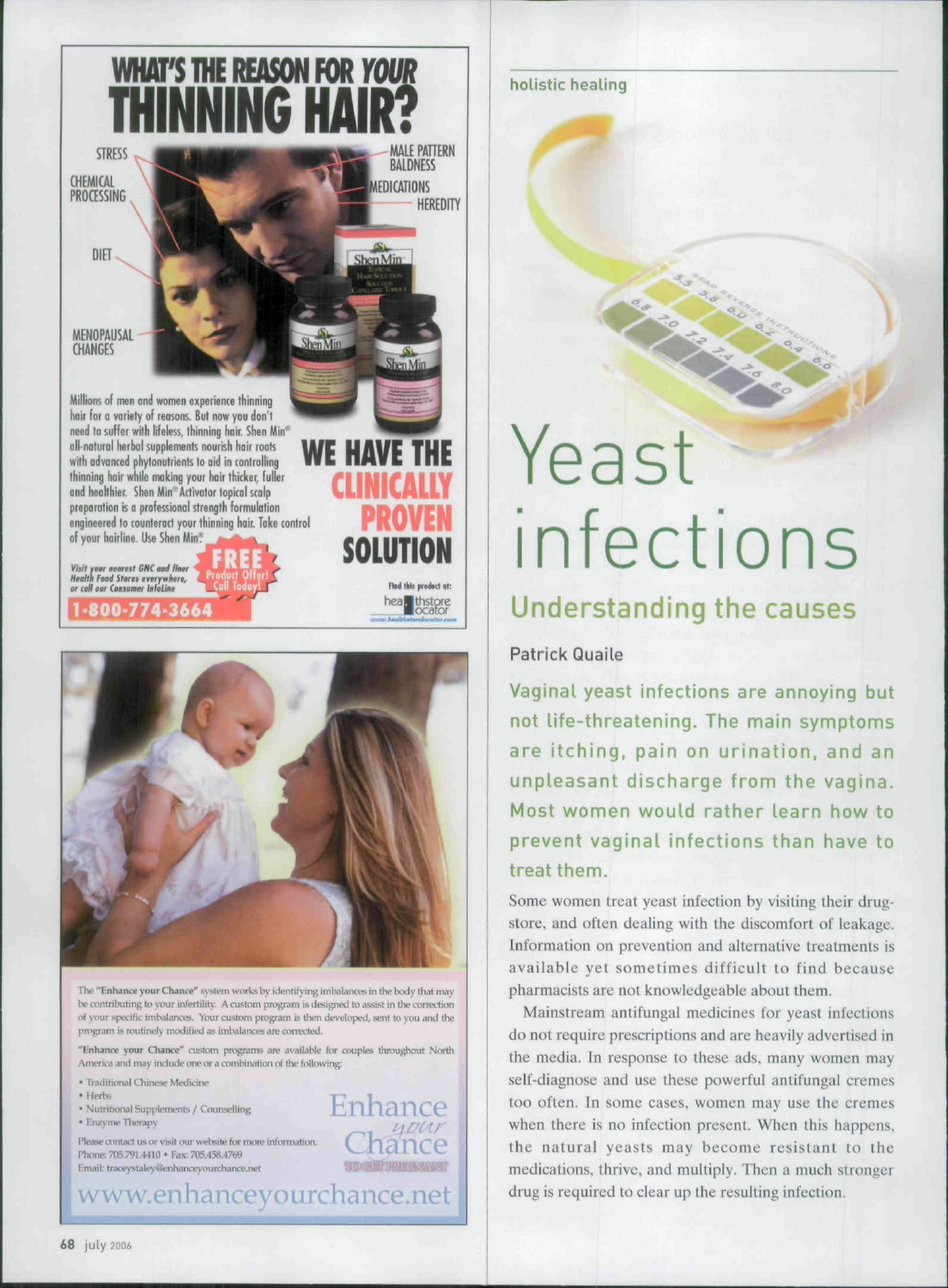WHAT'S THE REASON FOR *YOUR*

# THINNING HAIR?

STRESS

CHEMICAL PROCESSING

DIET

MENOPAUSAL CHANGES

MALE PATTERN BALDNESS

MEDICATIONS

HEREDITY

Millions of men and women experience thinning hair for a variety of reasons. But now you don't need to suffer with lifeless, thinning hair. Shen Min® all-natural herbal supplements nourish hair roots with advanced phytonutrients to aid in controlling thinning hair while making your hair thicker, fuller and healthier. Shen Min® Activator topical scalp preparation is a professional strength formulation engineered to counteract your thinning hair. Take control of your hairline. Use Shen Min®.

**WE HAVE THE CLINICALLY PROVEN SOLUTION**

*Visit your nearest GNC and finer Health Food Stores everywhere, or call our Consumer InfoLine*

**FREE Product Offer! Call Today!**

**1-800-774-3664**

Find this product at: healthstore locator www.healthstorelocator.com

---

The **"Enhance your Chance"** system works by identifying imbalances in the body that may be contributing to your infertility. A custom program is designed to assist in the correction of your specific imbalances. Your custom program is then developed, sent to you and the program is routinely modified as imbalances are corrected.

**"Enhance your Chance"** custom programs are available for couples throughout North America and may include one or a combination of the following:

- Traditional Chinese Medicine
- Herbs
- Nutritional Supplements / Counselling
- Enzyme Therapy

Please contact us or visit our website for more information.
Phone: 705.791.4410 • Fax: 705.458.4769
Email: traceystaley@enhanceyourchance.net

Enhance *your* Chance

www.enhanceyourchance.net

---

holistic healing

# Yeast infections

## Understanding the causes

Patrick Quaile

**Vaginal yeast infections are annoying but not life-threatening. The main symptoms are itching, pain on urination, and an unpleasant discharge from the vagina. Most women would rather learn how to prevent vaginal infections than have to treat them.**

Some women treat yeast infection by visiting their drugstore, and often dealing with the discomfort of leakage. Information on prevention and alternative treatments is available yet sometimes difficult to find because pharmacists are not knowledgeable about them.

Mainstream antifungal medicines for yeast infections do not require prescriptions and are heavily advertised in the media. In response to these ads, many women may self-diagnose and use these powerful antifungal cremes too often. In some cases, women may use the cremes when there is no infection present. When this happens, the natural yeasts may become resistant to the medications, thrive, and multiply. Then a much stronger drug is required to clear up the resulting infection.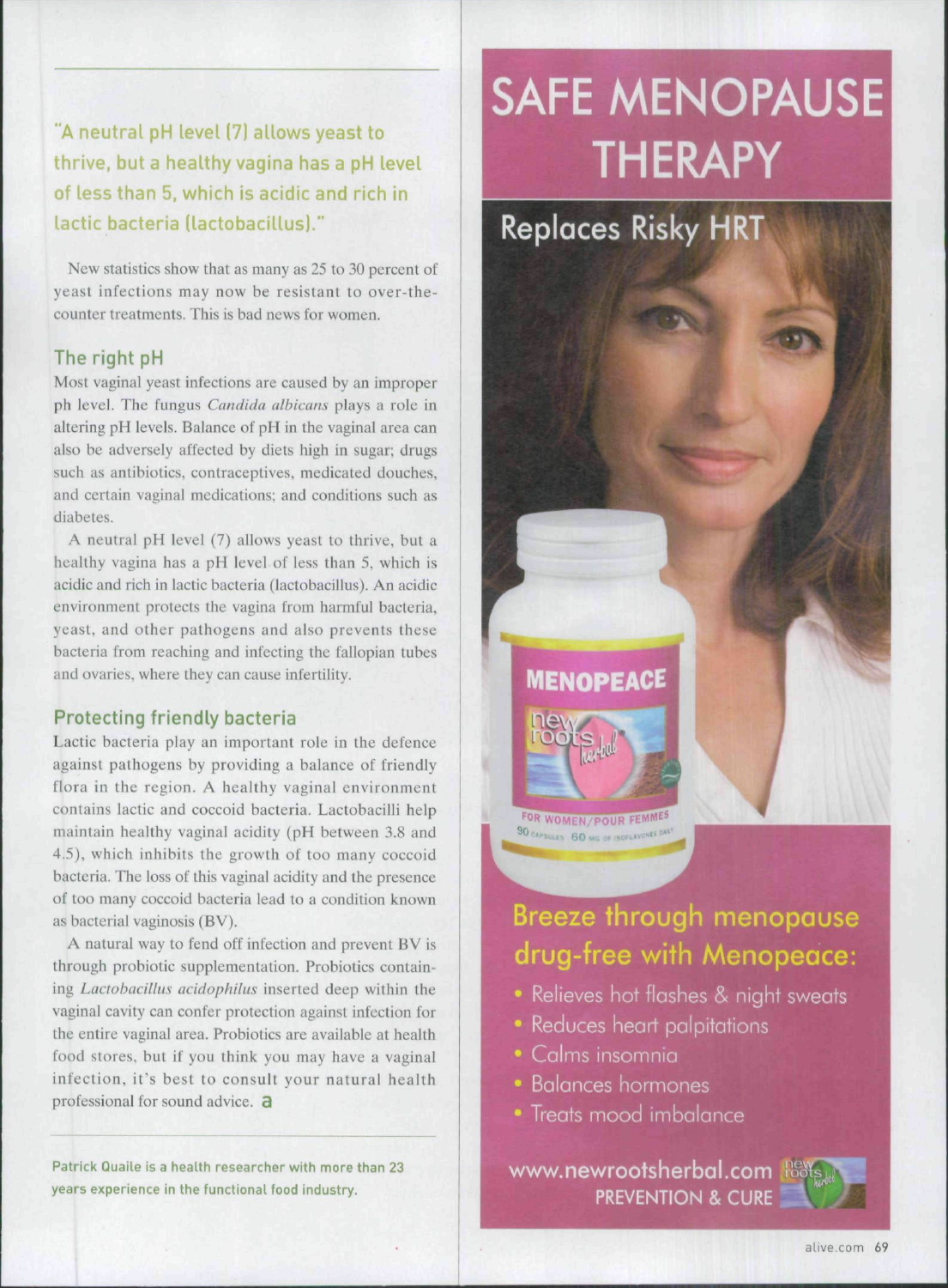"A neutral pH level (7) allows yeast to thrive, but a healthy vagina has a pH level of less than 5, which is acidic and rich in lactic bacteria (lactobacillus)."

New statistics show that as many as 25 to 30 percent of yeast infections may now be resistant to over-the-counter treatments. This is bad news for women.

### The right pH

Most vaginal yeast infections are caused by an improper ph level. The fungus *Candida albicans* plays a role in altering pH levels. Balance of pH in the vaginal area can also be adversely affected by diets high in sugar; drugs such as antibiotics, contraceptives, medicated douches, and certain vaginal medications; and conditions such as diabetes.

A neutral pH level (7) allows yeast to thrive, but a healthy vagina has a pH level of less than 5, which is acidic and rich in lactic bacteria (lactobacillus). An acidic environment protects the vagina from harmful bacteria, yeast, and other pathogens and also prevents these bacteria from reaching and infecting the fallopian tubes and ovaries, where they can cause infertility.

### Protecting friendly bacteria

Lactic bacteria play an important role in the defence against pathogens by providing a balance of friendly flora in the region. A healthy vaginal environment contains lactic and coccoid bacteria. Lactobacilli help maintain healthy vaginal acidity (pH between 3.8 and 4.5), which inhibits the growth of too many coccoid bacteria. The loss of this vaginal acidity and the presence of too many coccoid bacteria lead to a condition known as bacterial vaginosis (BV).

A natural way to fend off infection and prevent BV is through probiotic supplementation. Probiotics containing *Lactobacillus acidophilus* inserted deep within the vaginal cavity can confer protection against infection for the entire vaginal area. Probiotics are available at health food stores, but if you think you may have a vaginal infection, it's best to consult your natural health professional for sound advice.

Patrick Quaile is a health researcher with more than 23 years experience in the functional food industry.

# SAFE MENOPAUSE THERAPY

## Replaces Risky HRT

MENOPEACE

new roots herbal

FOR WOMEN/POUR FEMMES

90 CAPSULES 60 MG OF ISOFLAVONES DAILY

## Breeze through menopause drug-free with Menopeace:

- Relieves hot flashes & night sweats
- Reduces heart palpitations
- Calms insomnia
- Balances hormones
- Treats mood imbalance

www.newrootsherbal.com

PREVENTION & CURE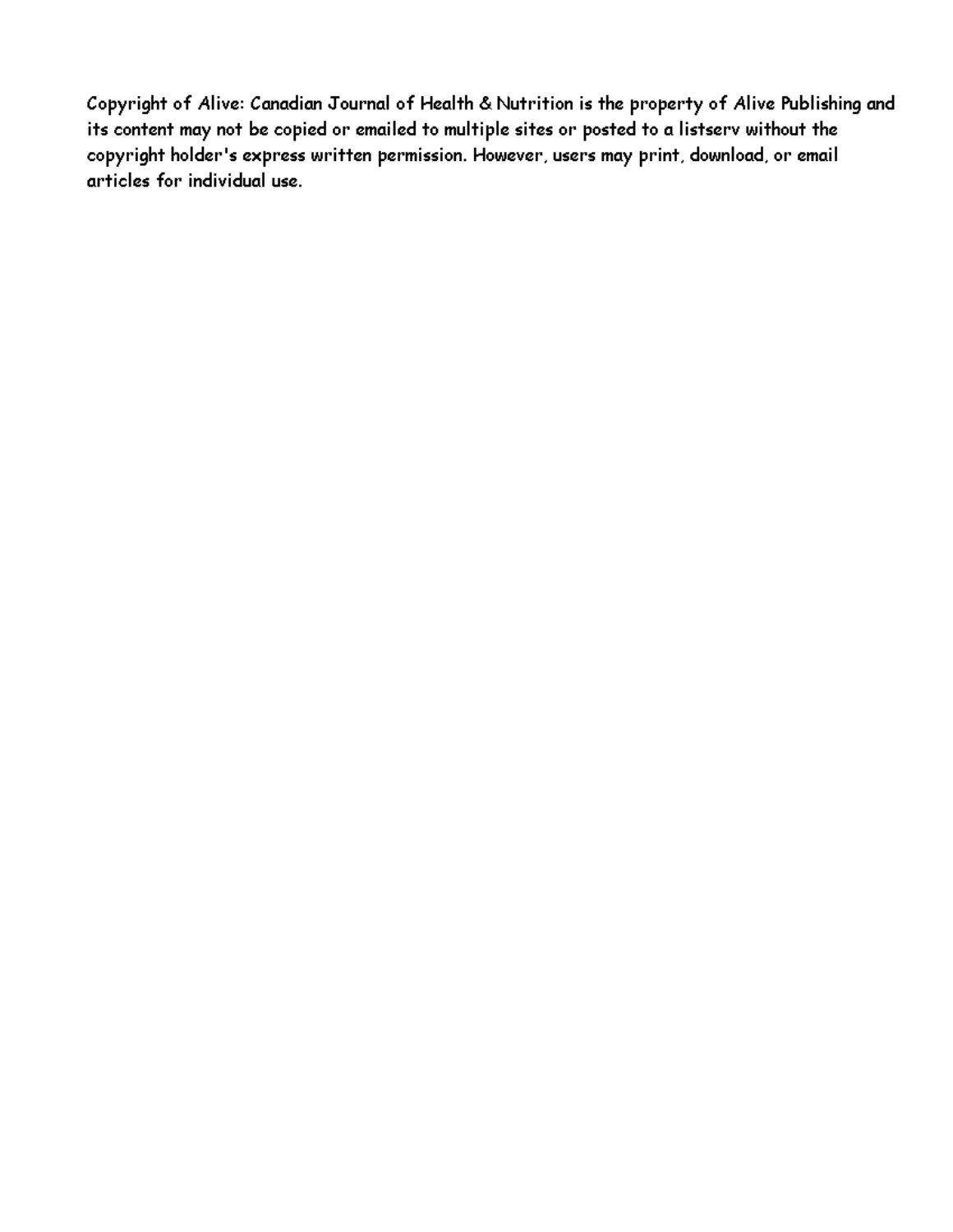Copyright of Alive: Canadian Journal of Health & Nutrition is the property of Alive Publishing and its content may not be copied or emailed to multiple sites or posted to a listserv without the copyright holder's express written permission. However, users may print, download, or email articles for individual use.